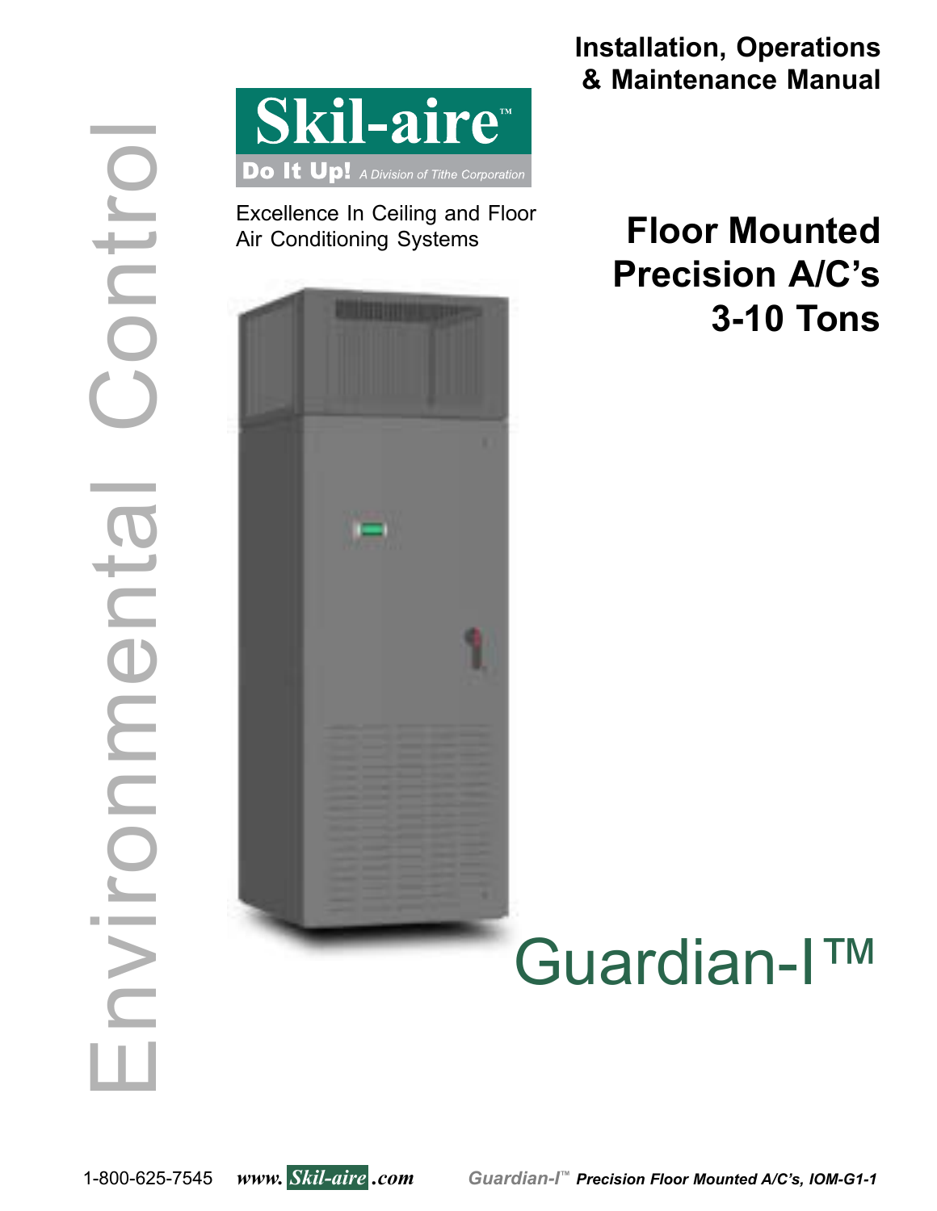# Installation, Operations & Maintenance Manual

Environmental Control

**Skil-aire™**

**Do It Up!** *A Division of Tithe Corporation*

Excellence In Ceiling and Floor Air Conditioning Systems

## Floor Mounted Precision A/C's 3-10 Tons

# Guardian-I™

1-800-625-7545 www.Skil-aire.com

*Guardian-I™ Precision Floor Mounted A/C's, IOM-G1-1*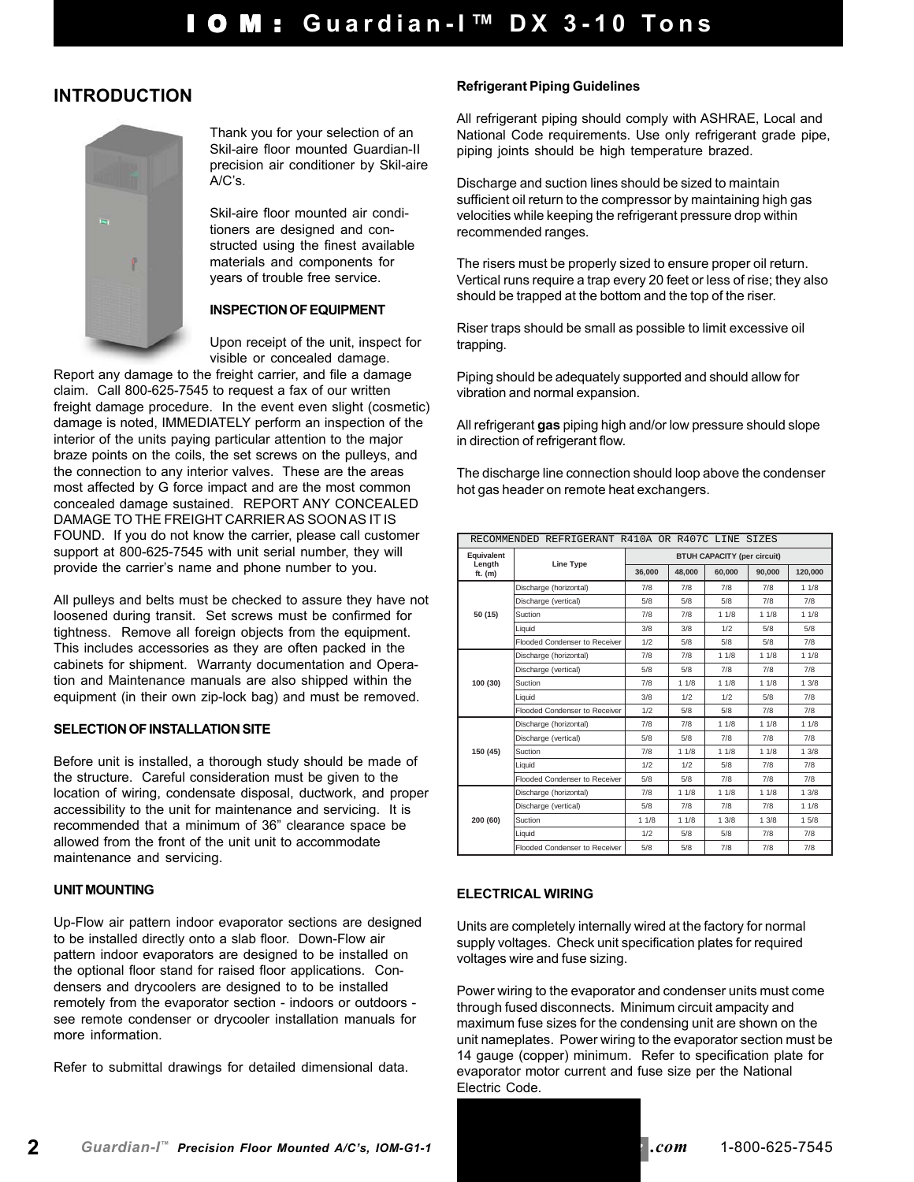## INTRODUCTION

Thank you for your selection of an Skil-aire floor mounted Guardian-II precision air conditioner by Skil-aire A/C's.

Skil-aire floor mounted air conditioners are designed and constructed using the finest available materials and components for years of trouble free service.

**INSPECTION OF EQUIPMENT**

Upon receipt of the unit, inspect for visible or concealed damage. Report any damage to the freight carrier, and file a damage claim. Call 800-625-7545 to request a fax of our written freight damage procedure. In the event even slight (cosmetic) damage is noted, IMMEDIATELY perform an inspection of the interior of the units paying particular attention to the major braze points on the coils, the set screws on the pulleys, and the connection to any interior valves. These are the areas most affected by G force impact and are the most common concealed damage sustained. REPORT ANY CONCEALED DAMAGE TO THE FREIGHT CARRIER AS SOON AS IT IS FOUND. If you do not know the carrier, please call customer support at 800-625-7545 with unit serial number, they will provide the carrier's name and phone number to you.

All pulleys and belts must be checked to assure they have not loosened during transit. Set screws must be confirmed for tightness. Remove all foreign objects from the equipment. This includes accessories as they are often packed in the cabinets for shipment. Warranty documentation and Operation and Maintenance manuals are also shipped within the equipment (in their own zip-lock bag) and must be removed.

**SELECTION OF INSTALLATION SITE**

Before unit is installed, a thorough study should be made of the structure. Careful consideration must be given to the location of wiring, condensate disposal, ductwork, and proper accessibility to the unit for maintenance and servicing. It is recommended that a minimum of 36" clearance space be allowed from the front of the unit unit to accommodate maintenance and servicing.

**UNIT MOUNTING**

Up-Flow air pattern indoor evaporator sections are designed to be installed directly onto a slab floor. Down-Flow air pattern indoor evaporators are designed to be installed on the optional floor stand for raised floor applications. Condensers and drycoolers are designed to to be installed remotely from the evaporator section - indoors or outdoors - see remote condenser or drycooler installation manuals for more information.

Refer to submittal drawings for detailed dimensional data.

**Refrigerant Piping Guidelines**

All refrigerant piping should comply with ASHRAE, Local and National Code requirements. Use only refrigerant grade pipe, piping joints should be high temperature brazed.

Discharge and suction lines should be sized to maintain sufficient oil return to the compressor by maintaining high gas velocities while keeping the refrigerant pressure drop within recommended ranges.

The risers must be properly sized to ensure proper oil return. Vertical runs require a trap every 20 feet or less of rise; they also should be trapped at the bottom and the top of the riser.

Riser traps should be small as possible to limit excessive oil trapping.

Piping should be adequately supported and should allow for vibration and normal expansion.

All refrigerant **gas** piping high and/or low pressure should slope in direction of refrigerant flow.

The discharge line connection should loop above the condenser hot gas header on remote heat exchangers.

RECOMMENDED REFRIGERANT R410A OR R407C LINE SIZES

| Equivalent Length ft. (m) | Line Type | BTUH CAPACITY (per circuit) | | | | |
|---|---|---|---|---|---|---|
| | | 36,000 | 48,000 | 60,000 | 90,000 | 120,000 |
| 50 (15) | Discharge (horizontal) | 7/8 | 7/8 | 7/8 | 7/8 | 1 1/8 |
| | Discharge (vertical) | 5/8 | 5/8 | 5/8 | 7/8 | 7/8 |
| | Suction | 7/8 | 7/8 | 1 1/8 | 1 1/8 | 1 1/8 |
| | Liquid | 3/8 | 3/8 | 1/2 | 5/8 | 5/8 |
| | Flooded Condenser to Receiver | 1/2 | 5/8 | 5/8 | 5/8 | 7/8 |
| 100 (30) | Discharge (horizontal) | 7/8 | 7/8 | 1 1/8 | 1 1/8 | 1 1/8 |
| | Discharge (vertical) | 5/8 | 5/8 | 7/8 | 7/8 | 7/8 |
| | Suction | 7/8 | 1 1/8 | 1 1/8 | 1 1/8 | 1 3/8 |
| | Liquid | 3/8 | 1/2 | 1/2 | 5/8 | 7/8 |
| | Flooded Condenser to Receiver | 1/2 | 5/8 | 5/8 | 7/8 | 7/8 |
| 150 (45) | Discharge (horizontal) | 7/8 | 7/8 | 1 1/8 | 1 1/8 | 1 1/8 |
| | Discharge (vertical) | 5/8 | 5/8 | 7/8 | 7/8 | 7/8 |
| | Suction | 7/8 | 1 1/8 | 1 1/8 | 1 1/8 | 1 3/8 |
| | Liquid | 1/2 | 1/2 | 5/8 | 7/8 | 7/8 |
| | Flooded Condenser to Receiver | 5/8 | 5/8 | 7/8 | 7/8 | 7/8 |
| 200 (60) | Discharge (horizontal) | 7/8 | 1 1/8 | 1 1/8 | 1 1/8 | 1 3/8 |
| | Discharge (vertical) | 5/8 | 7/8 | 7/8 | 7/8 | 1 1/8 |
| | Suction | 1 1/8 | 1 1/8 | 1 3/8 | 1 3/8 | 1 5/8 |
| | Liquid | 1/2 | 5/8 | 5/8 | 7/8 | 7/8 |
| | Flooded Condenser to Receiver | 5/8 | 5/8 | 7/8 | 7/8 | 7/8 |

## ELECTRICAL WIRING

Units are completely internally wired at the factory for normal supply voltages. Check unit specification plates for required voltages wire and fuse sizing.

Power wiring to the evaporator and condenser units must come through fused disconnects. Minimum circuit ampacity and maximum fuse sizes for the condensing unit are shown on the unit nameplates. Power wiring to the evaporator section must be 14 gauge (copper) minimum. Refer to specification plate for evaporator motor current and fuse size per the National Electric Code.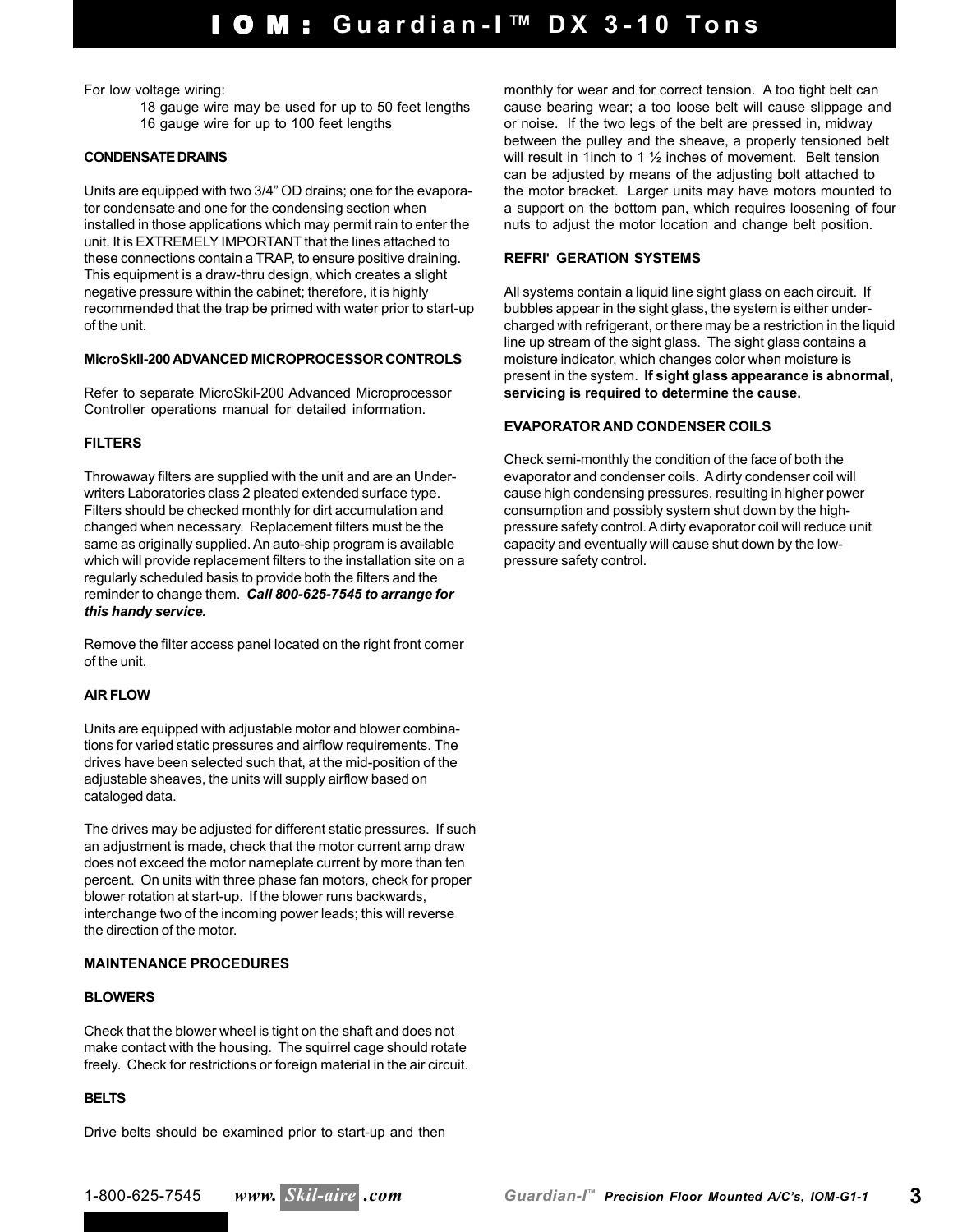For low voltage wiring:

18 gauge wire may be used for up to 50 feet lengths
16 gauge wire for up to 100 feet lengths

**CONDENSATE DRAINS**

Units are equipped with two 3/4” OD drains; one for the evaporator condensate and one for the condensing section when installed in those applications which may permit rain to enter the unit. It is EXTREMELY IMPORTANT that the lines attached to these connections contain a TRAP, to ensure positive draining. This equipment is a draw-thru design, which creates a slight negative pressure within the cabinet; therefore, it is highly recommended that the trap be primed with water prior to start-up of the unit.

**MicroSkil-200 ADVANCED MICROPROCESSOR CONTROLS**

Refer to separate MicroSkil-200 Advanced Microprocessor Controller operations manual for detailed information.

**FILTERS**

Throwaway filters are supplied with the unit and are an Underwriters Laboratories class 2 pleated extended surface type. Filters should be checked monthly for dirt accumulation and changed when necessary. Replacement filters must be the same as originally supplied. An auto-ship program is available which will provide replacement filters to the installation site on a regularly scheduled basis to provide both the filters and the reminder to change them. ***Call 800-625-7545 to arrange for this handy service.***

Remove the filter access panel located on the right front corner of the unit.

**AIR FLOW**

Units are equipped with adjustable motor and blower combinations for varied static pressures and airflow requirements. The drives have been selected such that, at the mid-position of the adjustable sheaves, the units will supply airflow based on cataloged data.

The drives may be adjusted for different static pressures. If such an adjustment is made, check that the motor current amp draw does not exceed the motor nameplate current by more than ten percent. On units with three phase fan motors, check for proper blower rotation at start-up. If the blower runs backwards, interchange two of the incoming power leads; this will reverse the direction of the motor.

**MAINTENANCE PROCEDURES**

**BLOWERS**

Check that the blower wheel is tight on the shaft and does not make contact with the housing. The squirrel cage should rotate freely. Check for restrictions or foreign material in the air circuit.

**BELTS**

Drive belts should be examined prior to start-up and then monthly for wear and for correct tension. A too tight belt can cause bearing wear; a too loose belt will cause slippage and or noise. If the two legs of the belt are pressed in, midway between the pulley and the sheave, a properly tensioned belt will result in 1inch to 1 ½ inches of movement. Belt tension can be adjusted by means of the adjusting bolt attached to the motor bracket. Larger units may have motors mounted to a support on the bottom pan, which requires loosening of four nuts to adjust the motor location and change belt position.

**REFRI' GERATION SYSTEMS**

All systems contain a liquid line sight glass on each circuit. If bubbles appear in the sight glass, the system is either undercharged with refrigerant, or there may be a restriction in the liquid line up stream of the sight glass. The sight glass contains a moisture indicator, which changes color when moisture is present in the system. **If sight glass appearance is abnormal, servicing is required to determine the cause.**

**EVAPORATOR AND CONDENSER COILS**

Check semi-monthly the condition of the face of both the evaporator and condenser coils. A dirty condenser coil will cause high condensing pressures, resulting in higher power consumption and possibly system shut down by the high-pressure safety control. A dirty evaporator coil will reduce unit capacity and eventually will cause shut down by the low-pressure safety control.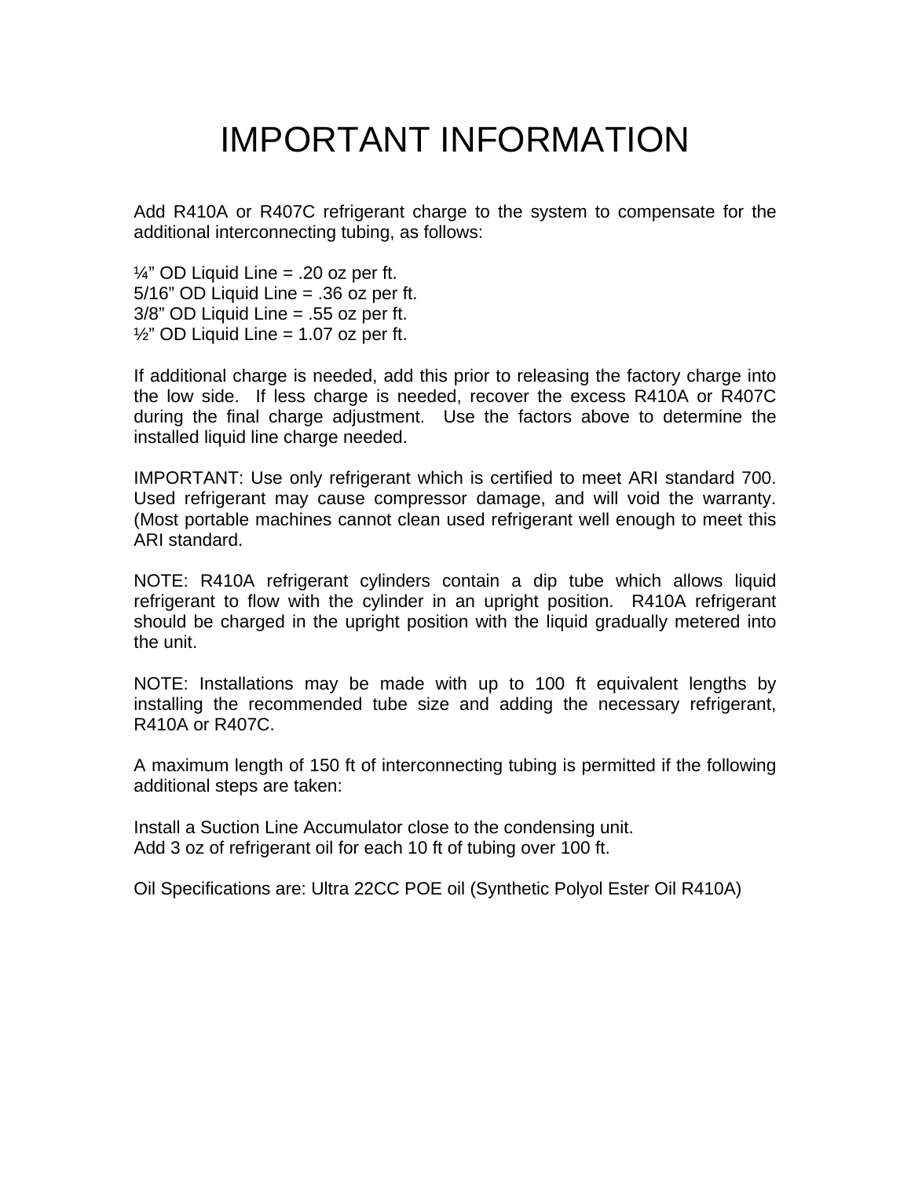# IMPORTANT INFORMATION

Add R410A or R407C refrigerant charge to the system to compensate for the additional interconnecting tubing, as follows:

¼" OD Liquid Line = .20 oz per ft.
5/16" OD Liquid Line = .36 oz per ft.
3/8" OD Liquid Line = .55 oz per ft.
½" OD Liquid Line = 1.07 oz per ft.

If additional charge is needed, add this prior to releasing the factory charge into the low side. If less charge is needed, recover the excess R410A or R407C during the final charge adjustment. Use the factors above to determine the installed liquid line charge needed.

IMPORTANT: Use only refrigerant which is certified to meet ARI standard 700. Used refrigerant may cause compressor damage, and will void the warranty. (Most portable machines cannot clean used refrigerant well enough to meet this ARI standard.

NOTE: R410A refrigerant cylinders contain a dip tube which allows liquid refrigerant to flow with the cylinder in an upright position. R410A refrigerant should be charged in the upright position with the liquid gradually metered into the unit.

NOTE: Installations may be made with up to 100 ft equivalent lengths by installing the recommended tube size and adding the necessary refrigerant, R410A or R407C.

A maximum length of 150 ft of interconnecting tubing is permitted if the following additional steps are taken:

Install a Suction Line Accumulator close to the condensing unit.
Add 3 oz of refrigerant oil for each 10 ft of tubing over 100 ft.

Oil Specifications are: Ultra 22CC POE oil (Synthetic Polyol Ester Oil R410A)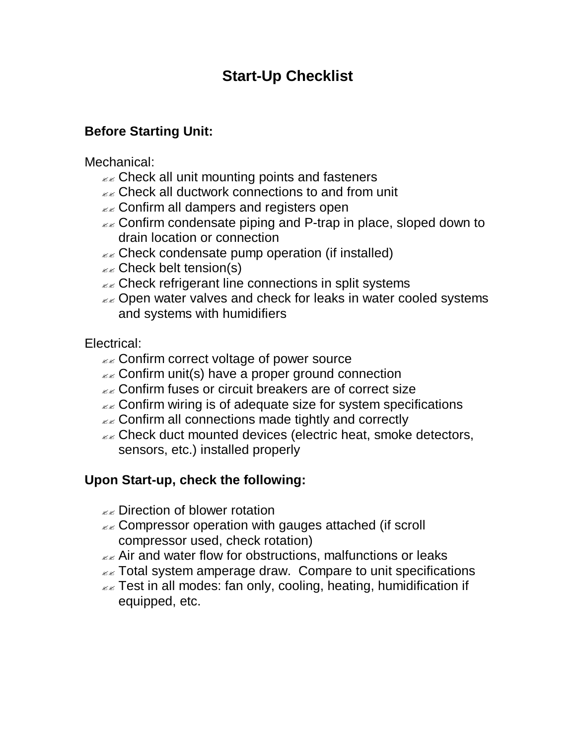# Start-Up Checklist

## Before Starting Unit:

Mechanical:

- Check all unit mounting points and fasteners
- Check all ductwork connections to and from unit
- Confirm all dampers and registers open
- Confirm condensate piping and P-trap in place, sloped down to drain location or connection
- Check condensate pump operation (if installed)
- Check belt tension(s)
- Check refrigerant line connections in split systems
- Open water valves and check for leaks in water cooled systems and systems with humidifiers

Electrical:

- Confirm correct voltage of power source
- Confirm unit(s) have a proper ground connection
- Confirm fuses or circuit breakers are of correct size
- Confirm wiring is of adequate size for system specifications
- Confirm all connections made tightly and correctly
- Check duct mounted devices (electric heat, smoke detectors, sensors, etc.) installed properly

## Upon Start-up, check the following:

- Direction of blower rotation
- Compressor operation with gauges attached (if scroll compressor used, check rotation)
- Air and water flow for obstructions, malfunctions or leaks
- Total system amperage draw. Compare to unit specifications
- Test in all modes: fan only, cooling, heating, humidification if equipped, etc.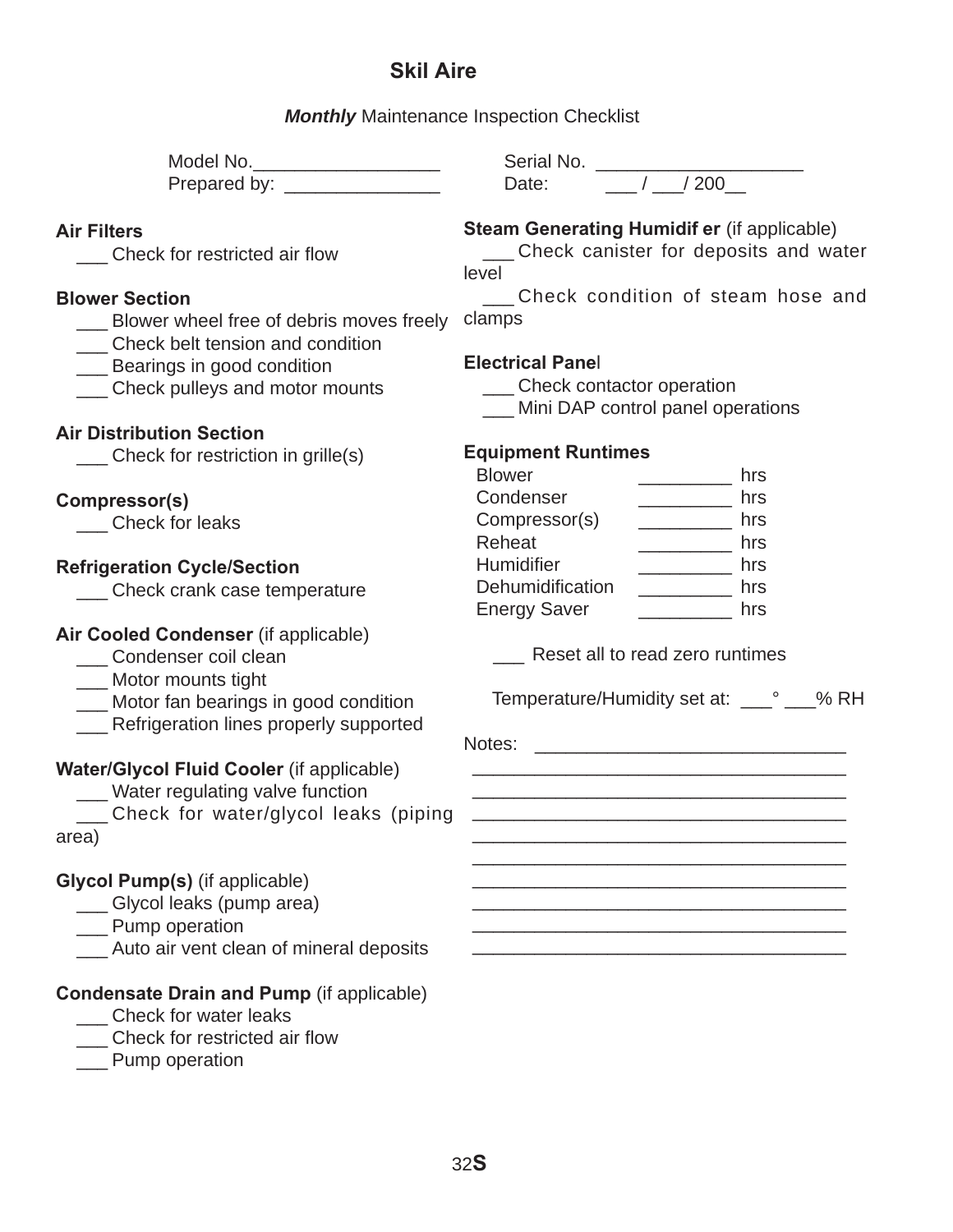# Skil Aire

***Monthly*** Maintenance Inspection Checklist

Model No.__________________ Serial No. ____________________

Prepared by: _______________ Date: ___ / ___/ 200__

**Air Filters**

___ Check for restricted air flow

**Blower Section**

___ Blower wheel free of debris moves freely

___ Check belt tension and condition

___ Bearings in good condition

___ Check pulleys and motor mounts

**Air Distribution Section**

___ Check for restriction in grille(s)

**Compressor(s)**

___ Check for leaks

**Refrigeration Cycle/Section**

___ Check crank case temperature

**Air Cooled Condenser** (if applicable)

___ Condenser coil clean

___ Motor mounts tight

___ Motor fan bearings in good condition

___ Refrigeration lines properly supported

**Water/Glycol Fluid Cooler** (if applicable)

___ Water regulating valve function

___ Check for water/glycol leaks (piping area)

**Glycol Pump(s)** (if applicable)

___ Glycol leaks (pump area)

___ Pump operation

___ Auto air vent clean of mineral deposits

**Condensate Drain and Pump** (if applicable)

___ Check for water leaks

___ Check for restricted air flow

___ Pump operation

**Steam Generating Humidifier** (if applicable)

___ Check canister for deposits and water level

___ Check condition of steam hose and clamps

**Electrical Panel**

___ Check contactor operation

___ Mini DAP control panel operations

**Equipment Runtimes**

Blower _________ hrs

Condenser _________ hrs

Compressor(s) _________ hrs

Reheat _________ hrs

Humidifier _________ hrs

Dehumidification _________ hrs

Energy Saver _________ hrs

___ Reset all to read zero runtimes

Temperature/Humidity set at: ___° ___% RH

Notes: ______________________________

____________________________________

____________________________________

____________________________________

____________________________________

____________________________________

____________________________________

____________________________________

____________________________________

____________________________________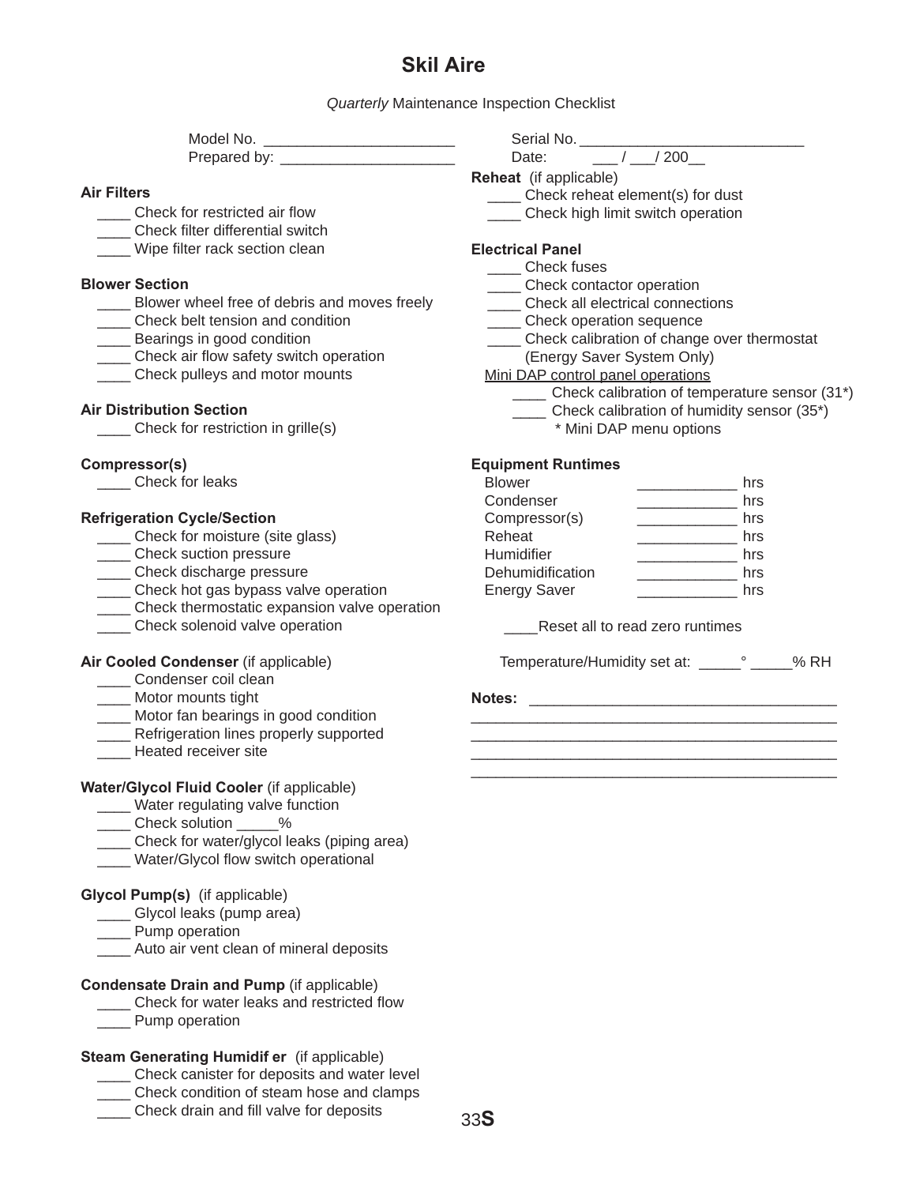# Skil Aire

*Quarterly* Maintenance Inspection Checklist

Model No. ________________________

Prepared by: _____________________

Serial No. ____________________________

Date: ___ / ___/ 200__

**Air Filters**

____ Check for restricted air flow
____ Check filter differential switch
____ Wipe filter rack section clean

**Blower Section**

____ Blower wheel free of debris and moves freely
____ Check belt tension and condition
____ Bearings in good condition
____ Check air flow safety switch operation
____ Check pulleys and motor mounts

**Air Distribution Section**

____ Check for restriction in grille(s)

**Compressor(s)**

____ Check for leaks

**Refrigeration Cycle/Section**

____ Check for moisture (site glass)
____ Check suction pressure
____ Check discharge pressure
____ Check hot gas bypass valve operation
____ Check thermostatic expansion valve operation
____ Check solenoid valve operation

**Air Cooled Condenser** (if applicable)

____ Condenser coil clean
____ Motor mounts tight
____ Motor fan bearings in good condition
____ Refrigeration lines properly supported
____ Heated receiver site

**Water/Glycol Fluid Cooler** (if applicable)

____ Water regulating valve function
____ Check solution _____%
____ Check for water/glycol leaks (piping area)
____ Water/Glycol flow switch operational

**Glycol Pump(s)** (if applicable)

____ Glycol leaks (pump area)
____ Pump operation
____ Auto air vent clean of mineral deposits

**Condensate Drain and Pump** (if applicable)

____ Check for water leaks and restricted flow
____ Pump operation

**Steam Generating Humidif er** (if applicable)

____ Check canister for deposits and water level
____ Check condition of steam hose and clamps
____ Check drain and fill valve for deposits

**Reheat** (if applicable)

____ Check reheat element(s) for dust
____ Check high limit switch operation

**Electrical Panel**

____ Check fuses
____ Check contactor operation
____ Check all electrical connections
____ Check operation sequence
____ Check calibration of change over thermostat (Energy Saver System Only)

Mini DAP control panel operations

____ Check calibration of temperature sensor (31*)
____ Check calibration of humidity sensor (35*)
\* Mini DAP menu options

**Equipment Runtimes**

| | | |
|---|---|---|
| Blower | ____________ | hrs |
| Condenser | ____________ | hrs |
| Compressor(s) | ____________ | hrs |
| Reheat | ____________ | hrs |
| Humidifier | ____________ | hrs |
| Dehumidification | ____________ | hrs |
| Energy Saver | ____________ | hrs |

____Reset all to read zero runtimes

Temperature/Humidity set at: _____° _____% RH

**Notes:** ____________________________________
______________________________________________
______________________________________________
______________________________________________
______________________________________________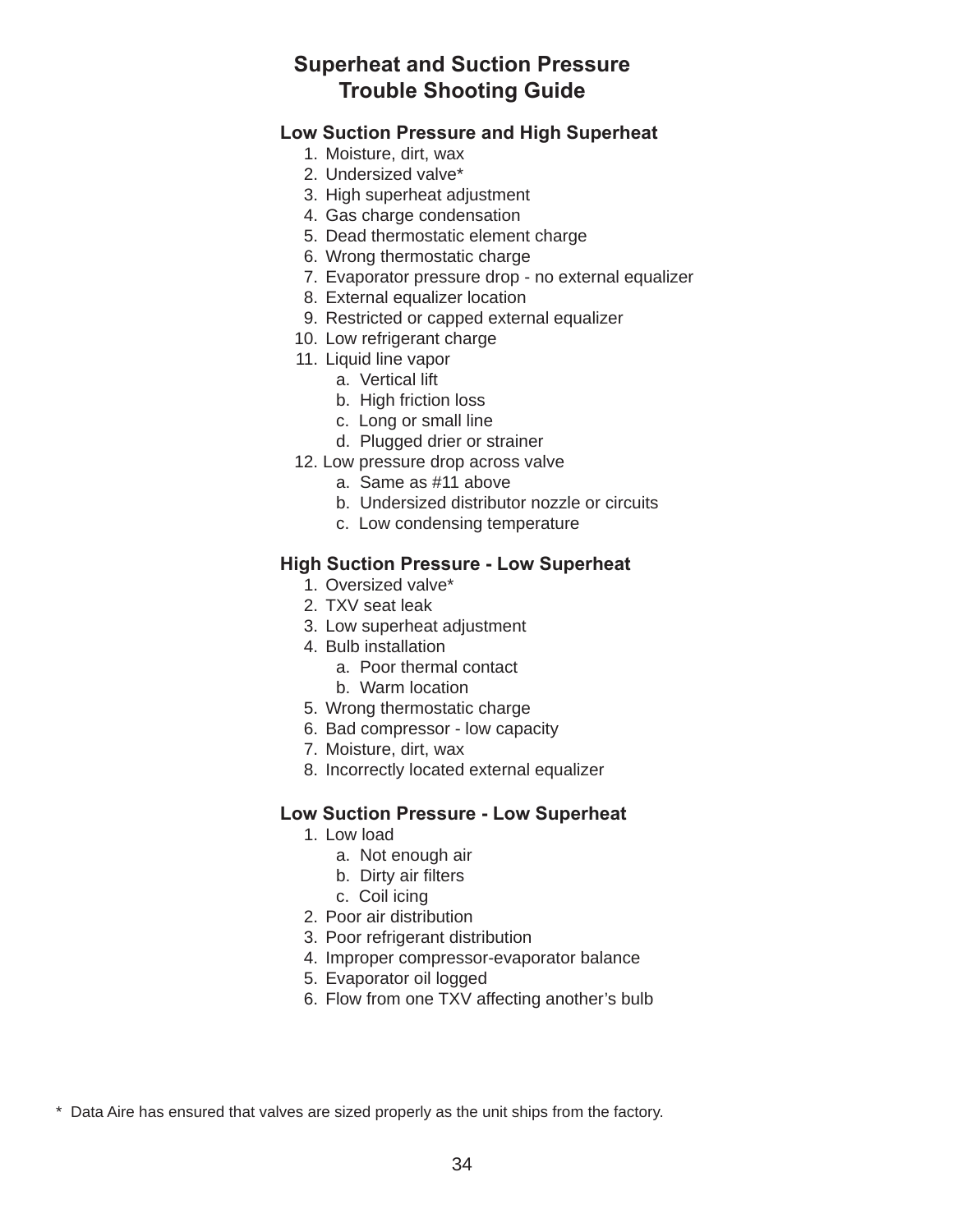# Superheat and Suction Pressure Trouble Shooting Guide

### Low Suction Pressure and High Superheat

1. Moisture, dirt, wax
2. Undersized valve*
3. High superheat adjustment
4. Gas charge condensation
5. Dead thermostatic element charge
6. Wrong thermostatic charge
7. Evaporator pressure drop - no external equalizer
8. External equalizer location
9. Restricted or capped external equalizer
10. Low refrigerant charge
11. Liquid line vapor
    a. Vertical lift
    b. High friction loss
    c. Long or small line
    d. Plugged drier or strainer
12. Low pressure drop across valve
    a. Same as #11 above
    b. Undersized distributor nozzle or circuits
    c. Low condensing temperature

### High Suction Pressure - Low Superheat

1. Oversized valve*
2. TXV seat leak
3. Low superheat adjustment
4. Bulb installation
    a. Poor thermal contact
    b. Warm location
5. Wrong thermostatic charge
6. Bad compressor - low capacity
7. Moisture, dirt, wax
8. Incorrectly located external equalizer

### Low Suction Pressure - Low Superheat

1. Low load
    a. Not enough air
    b. Dirty air filters
    c. Coil icing
2. Poor air distribution
3. Poor refrigerant distribution
4. Improper compressor-evaporator balance
5. Evaporator oil logged
6. Flow from one TXV affecting another's bulb

\* Data Aire has ensured that valves are sized properly as the unit ships from the factory.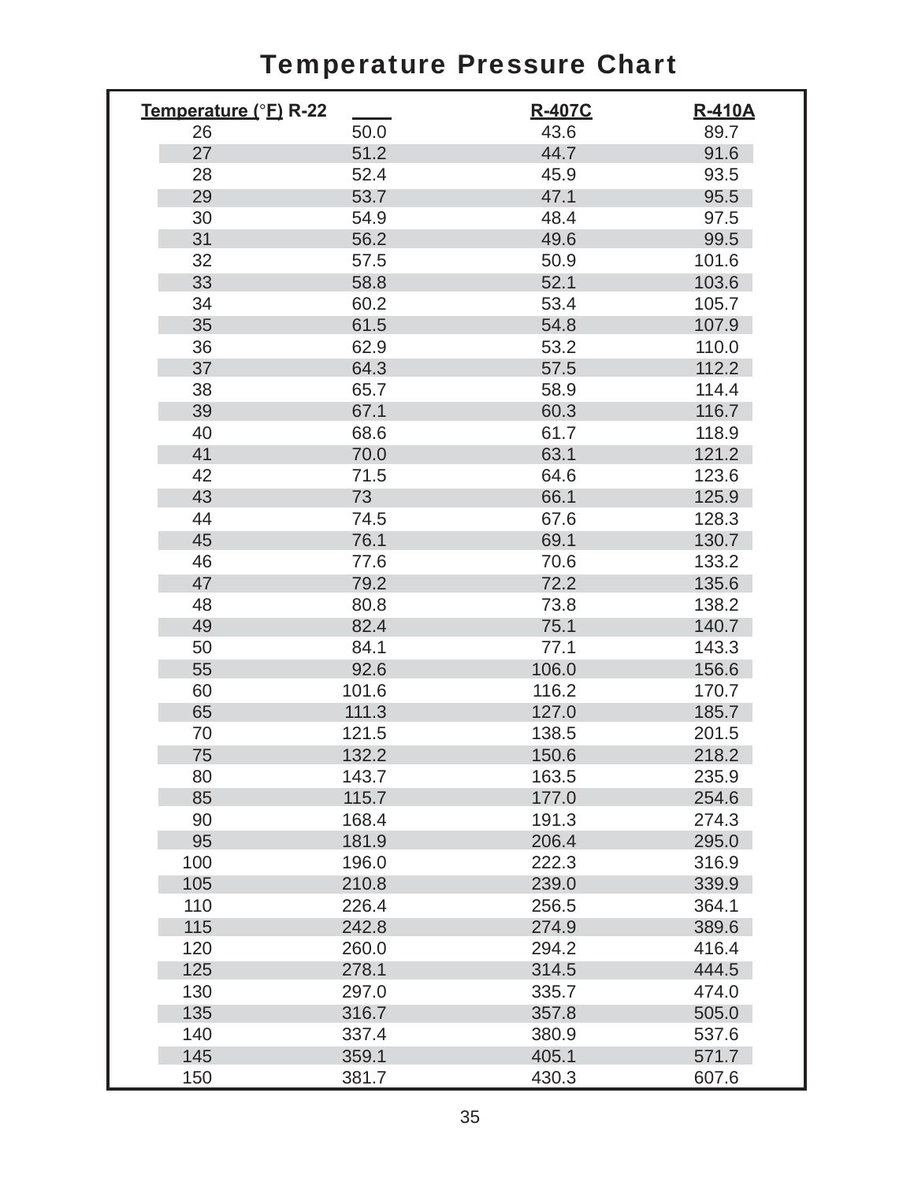# Temperature Pressure Chart

| Temperature (°F) | R-22 | R-407C | R-410A |
|---|---|---|---|
| 26 | 50.0 | 43.6 | 89.7 |
| 27 | 51.2 | 44.7 | 91.6 |
| 28 | 52.4 | 45.9 | 93.5 |
| 29 | 53.7 | 47.1 | 95.5 |
| 30 | 54.9 | 48.4 | 97.5 |
| 31 | 56.2 | 49.6 | 99.5 |
| 32 | 57.5 | 50.9 | 101.6 |
| 33 | 58.8 | 52.1 | 103.6 |
| 34 | 60.2 | 53.4 | 105.7 |
| 35 | 61.5 | 54.8 | 107.9 |
| 36 | 62.9 | 53.2 | 110.0 |
| 37 | 64.3 | 57.5 | 112.2 |
| 38 | 65.7 | 58.9 | 114.4 |
| 39 | 67.1 | 60.3 | 116.7 |
| 40 | 68.6 | 61.7 | 118.9 |
| 41 | 70.0 | 63.1 | 121.2 |
| 42 | 71.5 | 64.6 | 123.6 |
| 43 | 73 | 66.1 | 125.9 |
| 44 | 74.5 | 67.6 | 128.3 |
| 45 | 76.1 | 69.1 | 130.7 |
| 46 | 77.6 | 70.6 | 133.2 |
| 47 | 79.2 | 72.2 | 135.6 |
| 48 | 80.8 | 73.8 | 138.2 |
| 49 | 82.4 | 75.1 | 140.7 |
| 50 | 84.1 | 77.1 | 143.3 |
| 55 | 92.6 | 106.0 | 156.6 |
| 60 | 101.6 | 116.2 | 170.7 |
| 65 | 111.3 | 127.0 | 185.7 |
| 70 | 121.5 | 138.5 | 201.5 |
| 75 | 132.2 | 150.6 | 218.2 |
| 80 | 143.7 | 163.5 | 235.9 |
| 85 | 115.7 | 177.0 | 254.6 |
| 90 | 168.4 | 191.3 | 274.3 |
| 95 | 181.9 | 206.4 | 295.0 |
| 100 | 196.0 | 222.3 | 316.9 |
| 105 | 210.8 | 239.0 | 339.9 |
| 110 | 226.4 | 256.5 | 364.1 |
| 115 | 242.8 | 274.9 | 389.6 |
| 120 | 260.0 | 294.2 | 416.4 |
| 125 | 278.1 | 314.5 | 444.5 |
| 130 | 297.0 | 335.7 | 474.0 |
| 135 | 316.7 | 357.8 | 505.0 |
| 140 | 337.4 | 380.9 | 537.6 |
| 145 | 359.1 | 405.1 | 571.7 |
| 150 | 381.7 | 430.3 | 607.6 |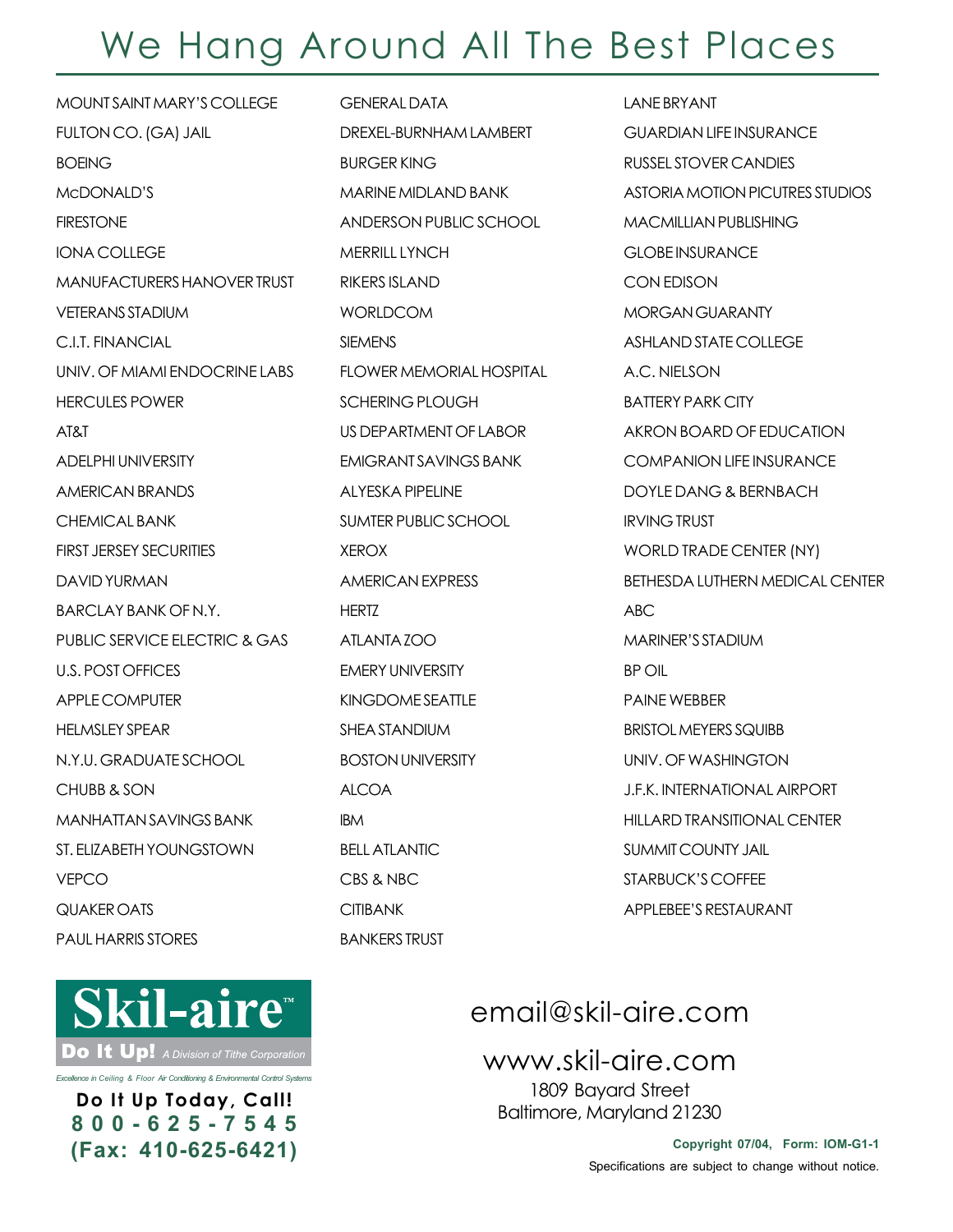# We Hang Around All The Best Places

- MOUNT SAINT MARY'S COLLEGE
- FULTON CO. (GA) JAIL
- BOEING
- McDONALD'S
- FIRESTONE
- IONA COLLEGE
- MANUFACTURERS HANOVER TRUST
- VETERANS STADIUM
- C.I.T. FINANCIAL
- UNIV. OF MIAMI ENDOCRINE LABS
- HERCULES POWER
- AT&T
- ADELPHI UNIVERSITY
- AMERICAN BRANDS
- CHEMICAL BANK
- FIRST JERSEY SECURITIES
- DAVID YURMAN
- BARCLAY BANK OF N.Y.
- PUBLIC SERVICE ELECTRIC & GAS
- U.S. POST OFFICES
- APPLE COMPUTER
- HELMSLEY SPEAR
- N.Y.U. GRADUATE SCHOOL
- CHUBB & SON
- MANHATTAN SAVINGS BANK
- ST. ELIZABETH YOUNGSTOWN
- VEPCO
- QUAKER OATS
- PAUL HARRIS STORES
- GENERAL DATA
- DREXEL-BURNHAM LAMBERT
- BURGER KING
- MARINE MIDLAND BANK
- ANDERSON PUBLIC SCHOOL
- MERRILL LYNCH
- RIKERS ISLAND
- WORLDCOM
- SIEMENS
- FLOWER MEMORIAL HOSPITAL
- SCHERING PLOUGH
- US DEPARTMENT OF LABOR
- EMIGRANT SAVINGS BANK
- ALYESKA PIPELINE
- SUMTER PUBLIC SCHOOL
- XEROX
- AMERICAN EXPRESS
- HERTZ
- ATLANTA ZOO
- EMERY UNIVERSITY
- KINGDOME SEATTLE
- SHEA STANDIUM
- BOSTON UNIVERSITY
- ALCOA
- IBM
- BELL ATLANTIC
- CBS & NBC
- CITIBANK
- BANKERS TRUST
- LANE BRYANT
- GUARDIAN LIFE INSURANCE
- RUSSEL STOVER CANDIES
- ASTORIA MOTION PICUTRES STUDIOS
- MACMILLIAN PUBLISHING
- GLOBE INSURANCE
- CON EDISON
- MORGAN GUARANTY
- ASHLAND STATE COLLEGE
- A.C. NIELSON
- BATTERY PARK CITY
- AKRON BOARD OF EDUCATION
- COMPANION LIFE INSURANCE
- DOYLE DANG & BERNBACH
- IRVING TRUST
- WORLD TRADE CENTER (NY)
- BETHESDA LUTHERN MEDICAL CENTER
- ABC
- MARINER'S STADIUM
- BP OIL
- PAINE WEBBER
- BRISTOL MEYERS SQUIBB
- UNIV. OF WASHINGTON
- J.F.K. INTERNATIONAL AIRPORT
- HILLARD TRANSITIONAL CENTER
- SUMMIT COUNTY JAIL
- STARBUCK'S COFFEE
- APPLEBEE'S RESTAURANT

**Skil-aire™**

**Do It Up!** *A Division of Tithe Corporation*

*Excellence in Ceiling & Floor Air Conditioning & Environmental Control Systems*

**Do It Up Today, Call!**
**800-625-7545**
**(Fax: 410-625-6421)**

email@skil-aire.com

www.skil-aire.com

1809 Bayard Street
Baltimore, Maryland 21230

**Copyright 07/04, Form: IOM-G1-1**

Specifications are subject to change without notice.